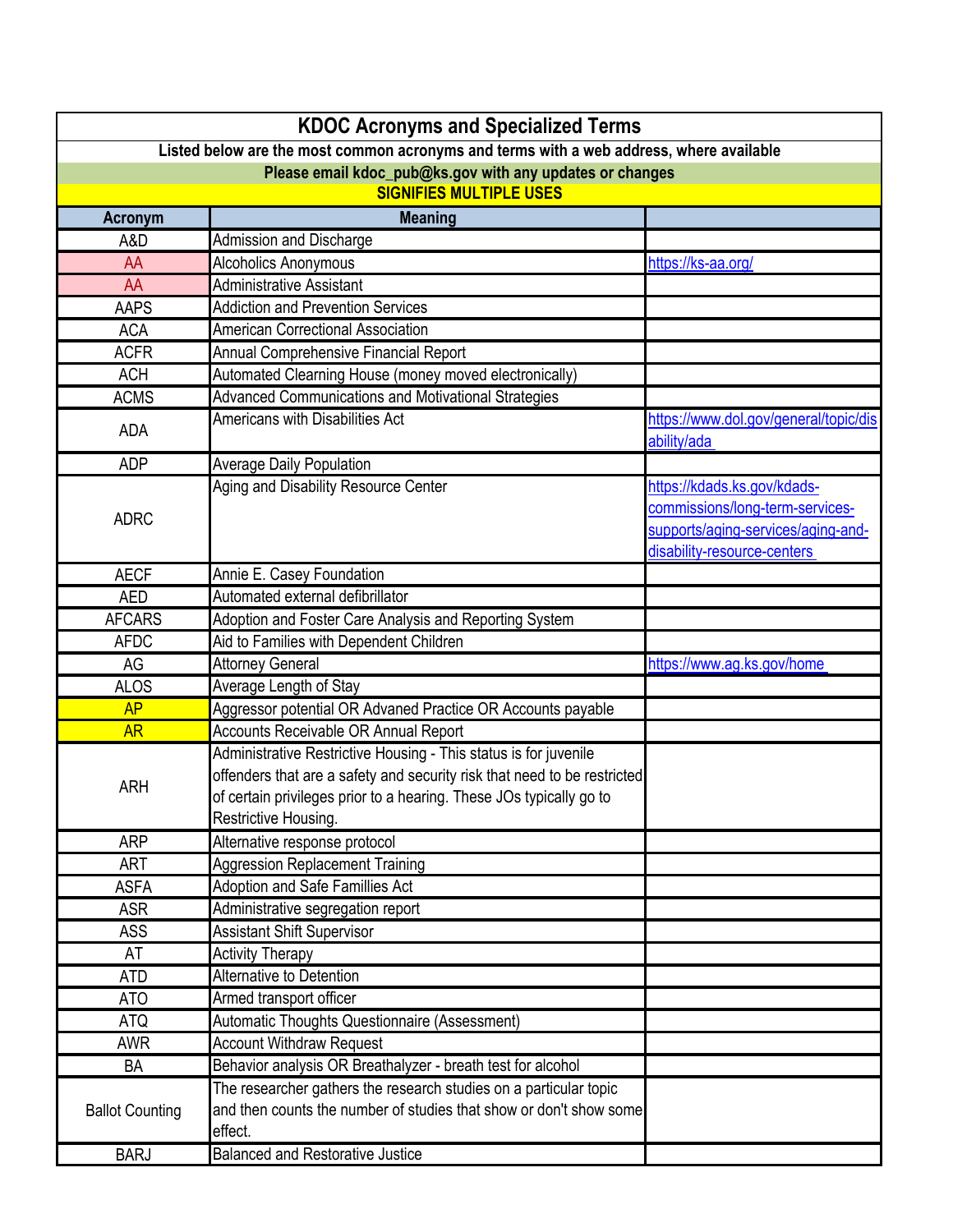# KDOC Acronyms and Specialized Terms

**Listed below are the most common acronyms and terms with a web address, where available**

**Please email kdoc_pub@ks.gov with any updates or changes**

**SIGNIFIES MULTIPLE USES**

| Acronym | Meaning | |
|---|---|---|
| A&D | Admission and Discharge | |
| AA | Alcoholics Anonymous | https://ks-aa.org/ |
| AA | Administrative Assistant | |
| AAPS | Addiction and Prevention Services | |
| ACA | American Correctional Association | |
| ACFR | Annual Comprehensive Financial Report | |
| ACH | Automated Clearning House (money moved electronically) | |
| ACMS | Advanced Communications and Motivational Strategies | |
| ADA | Americans with Disabilities Act | https://www.dol.gov/general/topic/disability/ada |
| ADP | Average Daily Population | |
| ADRC | Aging and Disability Resource Center | https://kdads.ks.gov/kdads-commissions/long-term-services-supports/aging-services/aging-and-disability-resource-centers |
| AECF | Annie E. Casey Foundation | |
| AED | Automated external defibrillator | |
| AFCARS | Adoption and Foster Care Analysis and Reporting System | |
| AFDC | Aid to Families with Dependent Children | |
| AG | Attorney General | https://www.ag.ks.gov/home |
| ALOS | Average Length of Stay | |
| AP | Aggressor potential OR Advaned Practice OR Accounts payable | |
| AR | Accounts Receivable OR Annual Report | |
| ARH | Administrative Restrictive Housing - This status is for juvenile offenders that are a safety and security risk that need to be restricted of certain privileges prior to a hearing. These JOs typically go to Restrictive Housing. | |
| ARP | Alternative response protocol | |
| ART | Aggression Replacement Training | |
| ASFA | Adoption and Safe Famillies Act | |
| ASR | Administrative segregation report | |
| ASS | Assistant Shift Supervisor | |
| AT | Activity Therapy | |
| ATD | Alternative to Detention | |
| ATO | Armed transport officer | |
| ATQ | Automatic Thoughts Questionnaire (Assessment) | |
| AWR | Account Withdraw Request | |
| BA | Behavior analysis OR Breathalyzer - breath test for alcohol | |
| Ballot Counting | The researcher gathers the research studies on a particular topic and then counts the number of studies that show or don't show some effect. | |
| BARJ | Balanced and Restorative Justice | |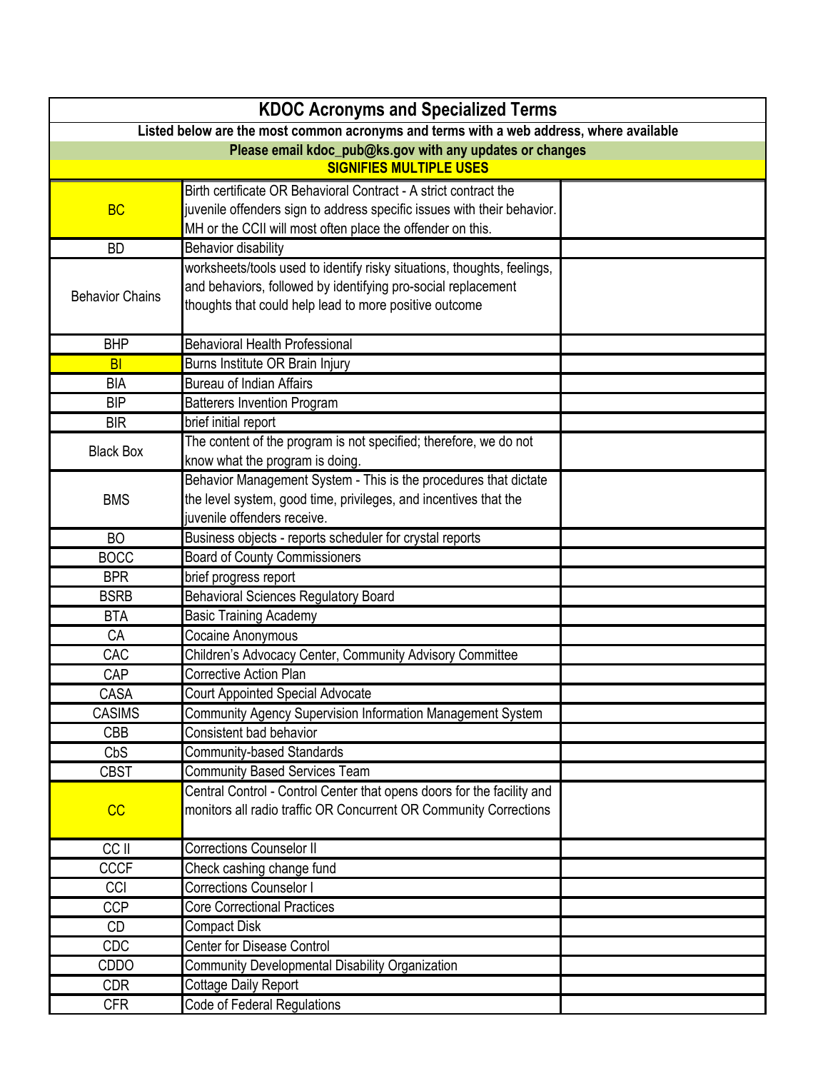| KDOC Acronyms and Specialized Terms | | |
|---|---|---|
| Listed below are the most common acronyms and terms with a web address, where available | | |
| Please email kdoc_pub@ks.gov with any updates or changes | | |
| SIGNIFIES MULTIPLE USES | | |
| BC | Birth certificate OR Behavioral Contract - A strict contract the juvenile offenders sign to address specific issues with their behavior. MH or the CCII will most often place the offender on this. | |
| BD | Behavior disability | |
| Behavior Chains | worksheets/tools used to identify risky situations, thoughts, feelings, and behaviors, followed by identifying pro-social replacement thoughts that could help lead to more positive outcome | |
| BHP | Behavioral Health Professional | |
| BI | Burns Institute OR Brain Injury | |
| BIA | Bureau of Indian Affairs | |
| BIP | Batterers Invention Program | |
| BIR | brief initial report | |
| Black Box | The content of the program is not specified; therefore, we do not know what the program is doing. | |
| BMS | Behavior Management System - This is the procedures that dictate the level system, good time, privileges, and incentives that the juvenile offenders receive. | |
| BO | Business objects - reports scheduler for crystal reports | |
| BOCC | Board of County Commissioners | |
| BPR | brief progress report | |
| BSRB | Behavioral Sciences Regulatory Board | |
| BTA | Basic Training Academy | |
| CA | Cocaine Anonymous | |
| CAC | Children's Advocacy Center, Community Advisory Committee | |
| CAP | Corrective Action Plan | |
| CASA | Court Appointed Special Advocate | |
| CASIMS | Community Agency Supervision Information Management System | |
| CBB | Consistent bad behavior | |
| CbS | Community-based Standards | |
| CBST | Community Based Services Team | |
| CC | Central Control - Control Center that opens doors for the facility and monitors all radio traffic OR Concurrent OR Community Corrections | |
| CC II | Corrections Counselor II | |
| CCCF | Check cashing change fund | |
| CCI | Corrections Counselor I | |
| CCP | Core Correctional Practices | |
| CD | Compact Disk | |
| CDC | Center for Disease Control | |
| CDDO | Community Developmental Disability Organization | |
| CDR | Cottage Daily Report | |
| CFR | Code of Federal Regulations | |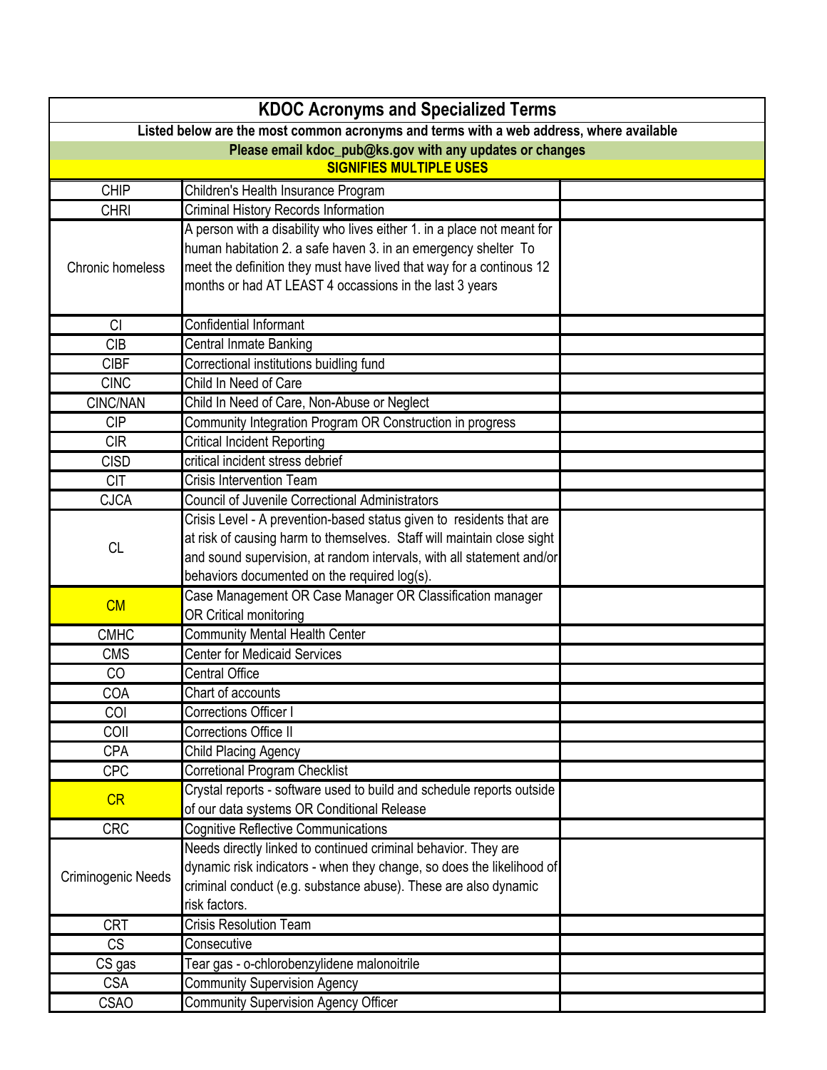| KDOC Acronyms and Specialized Terms | | |
|---|---|---|
| **Listed below are the most common acronyms and terms with a web address, where available** | | |
| **Please email kdoc_pub@ks.gov with any updates or changes** | | |
| **SIGNIFIES MULTIPLE USES** | | |
| CHIP | Children's Health Insurance Program | |
| CHRI | Criminal History Records Information | |
| Chronic homeless | A person with a disability who lives either 1. in a place not meant for human habitation 2. a safe haven 3. in an emergency shelter To meet the definition they must have lived that way for a continous 12 months or had AT LEAST 4 occassions in the last 3 years | |
| CI | Confidential Informant | |
| CIB | Central Inmate Banking | |
| CIBF | Correctional institutions buidling fund | |
| CINC | Child In Need of Care | |
| CINC/NAN | Child In Need of Care, Non-Abuse or Neglect | |
| CIP | Community Integration Program OR Construction in progress | |
| CIR | Critical Incident Reporting | |
| CISD | critical incident stress debrief | |
| CIT | Crisis Intervention Team | |
| CJCA | Council of Juvenile Correctional Administrators | |
| CL | Crisis Level - A prevention-based status given to residents that are at risk of causing harm to themselves. Staff will maintain close sight and sound supervision, at random intervals, with all statement and/or behaviors documented on the required log(s). | |
| CM | Case Management OR Case Manager OR Classification manager OR Critical monitoring | |
| CMHC | Community Mental Health Center | |
| CMS | Center for Medicaid Services | |
| CO | Central Office | |
| COA | Chart of accounts | |
| COI | Corrections Officer I | |
| COII | Corrections Office II | |
| CPA | Child Placing Agency | |
| CPC | Corretional Program Checklist | |
| CR | Crystal reports - software used to build and schedule reports outside of our data systems OR Conditional Release | |
| CRC | Cognitive Reflective Communications | |
| Criminogenic Needs | Needs directly linked to continued criminal behavior. They are dynamic risk indicators - when they change, so does the likelihood of criminal conduct (e.g. substance abuse). These are also dynamic risk factors. | |
| CRT | Crisis Resolution Team | |
| CS | Consecutive | |
| CS gas | Tear gas - o-chlorobenzylidene malonoitrile | |
| CSA | Community Supervision Agency | |
| CSAO | Community Supervision Agency Officer | |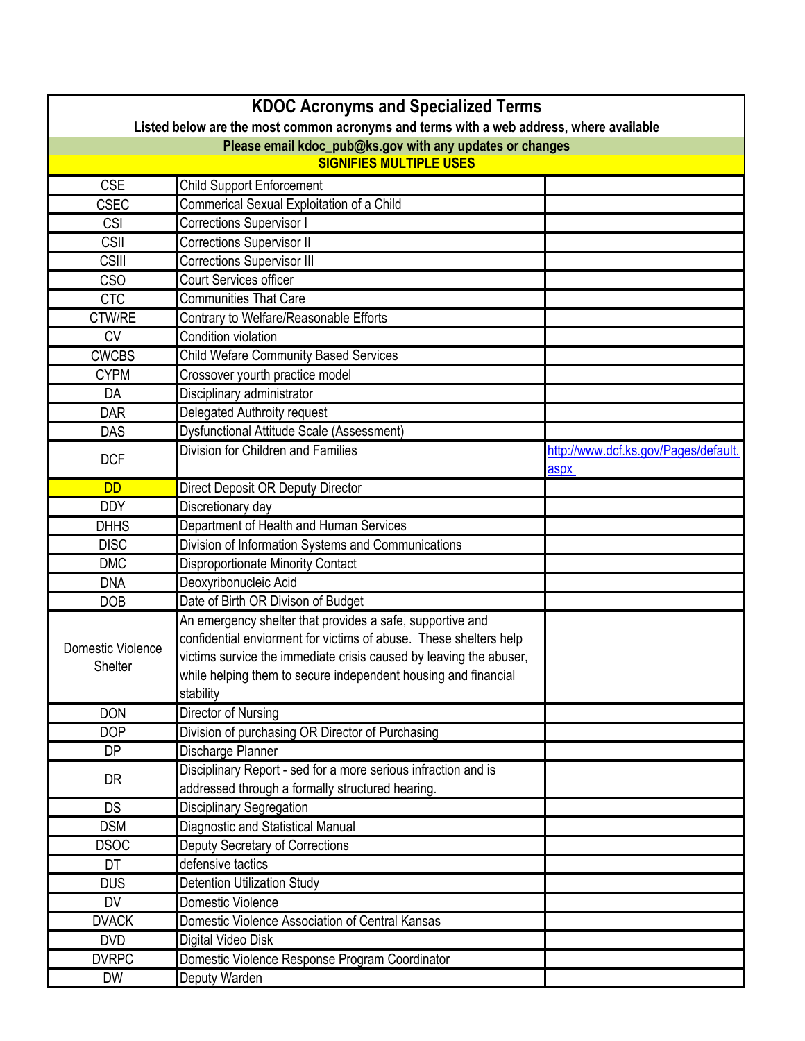| KDOC Acronyms and Specialized Terms | | |
|---|---|---|
| Listed below are the most common acronyms and terms with a web address, where available | | |
| Please email kdoc_pub@ks.gov with any updates or changes | | |
| SIGNIFIES MULTIPLE USES | | |
| CSE | Child Support Enforcement | |
| CSEC | Commerical Sexual Exploitation of a Child | |
| CSI | Corrections Supervisor I | |
| CSII | Corrections Supervisor II | |
| CSIII | Corrections Supervisor III | |
| CSO | Court Services officer | |
| CTC | Communities That Care | |
| CTW/RE | Contrary to Welfare/Reasonable Efforts | |
| CV | Condition violation | |
| CWCBS | Child Wefare Community Based Services | |
| CYPM | Crossover yourth practice model | |
| DA | Disciplinary administrator | |
| DAR | Delegated Authroity request | |
| DAS | Dysfunctional Attitude Scale (Assessment) | |
| DCF | Division for Children and Families | http://www.dcf.ks.gov/Pages/default.aspx |
| DD | Direct Deposit OR Deputy Director | |
| DDY | Discretionary day | |
| DHHS | Department of Health and Human Services | |
| DISC | Division of Information Systems and Communications | |
| DMC | Disproportionate Minority Contact | |
| DNA | Deoxyribonucleic Acid | |
| DOB | Date of Birth OR Divison of Budget | |
| Domestic Violence Shelter | An emergency shelter that provides a safe, supportive and confidential enviorment for victims of abuse. These shelters help victims survice the immediate crisis caused by leaving the abuser, while helping them to secure independent housing and financial stability | |
| DON | Director of Nursing | |
| DOP | Division of purchasing OR Director of Purchasing | |
| DP | Discharge Planner | |
| DR | Disciplinary Report - sed for a more serious infraction and is addressed through a formally structured hearing. | |
| DS | Disciplinary Segregation | |
| DSM | Diagnostic and Statistical Manual | |
| DSOC | Deputy Secretary of Corrections | |
| DT | defensive tactics | |
| DUS | Detention Utilization Study | |
| DV | Domestic Violence | |
| DVACK | Domestic Violence Association of Central Kansas | |
| DVD | Digital Video Disk | |
| DVRPC | Domestic Violence Response Program Coordinator | |
| DW | Deputy Warden | |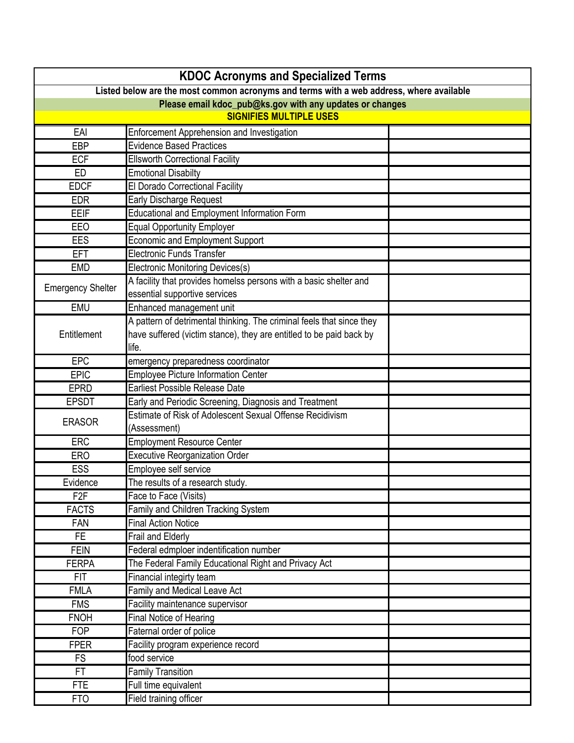# KDOC Acronyms and Specialized Terms

**Listed below are the most common acronyms and terms with a web address, where available**

**Please email kdoc_pub@ks.gov with any updates or changes**

**SIGNIFIES MULTIPLE USES**

| | | |
|---|---|---|
| EAI | Enforcement Apprehension and Investigation | |
| EBP | Evidence Based Practices | |
| ECF | Ellsworth Correctional Facility | |
| ED | Emotional Disabilty | |
| EDCF | El Dorado Correctional Facility | |
| EDR | Early Discharge Request | |
| EEIF | Educational and Employment Information Form | |
| EEO | Equal Opportunity Employer | |
| EES | Economic and Employment Support | |
| EFT | Electronic Funds Transfer | |
| EMD | Electronic Monitoring Devices(s) | |
| Emergency Shelter | A facility that provides homelss persons with a basic shelter and essential supportive services | |
| EMU | Enhanced management unit | |
| Entitlement | A pattern of detrimental thinking. The criminal feels that since they have suffered (victim stance), they are entitled to be paid back by life. | |
| EPC | emergency preparedness coordinator | |
| EPIC | Employee Picture Information Center | |
| EPRD | Earliest Possible Release Date | |
| EPSDT | Early and Periodic Screening, Diagnosis and Treatment | |
| ERASOR | Estimate of Risk of Adolescent Sexual Offense Recidivism (Assessment) | |
| ERC | Employment Resource Center | |
| ERO | Executive Reorganization Order | |
| ESS | Employee self service | |
| Evidence | The results of a research study. | |
| F2F | Face to Face (Visits) | |
| FACTS | Family and Children Tracking System | |
| FAN | Final Action Notice | |
| FE | Frail and Elderly | |
| FEIN | Federal edmploer indentification number | |
| FERPA | The Federal Family Educational Right and Privacy Act | |
| FIT | Financial integirty team | |
| FMLA | Family and Medical Leave Act | |
| FMS | Facility maintenance supervisor | |
| FNOH | Final Notice of Hearing | |
| FOP | Faternal order of police | |
| FPER | Facility program experience record | |
| FS | food service | |
| FT | Family Transition | |
| FTE | Full time equivalent | |
| FTO | Field training officer | |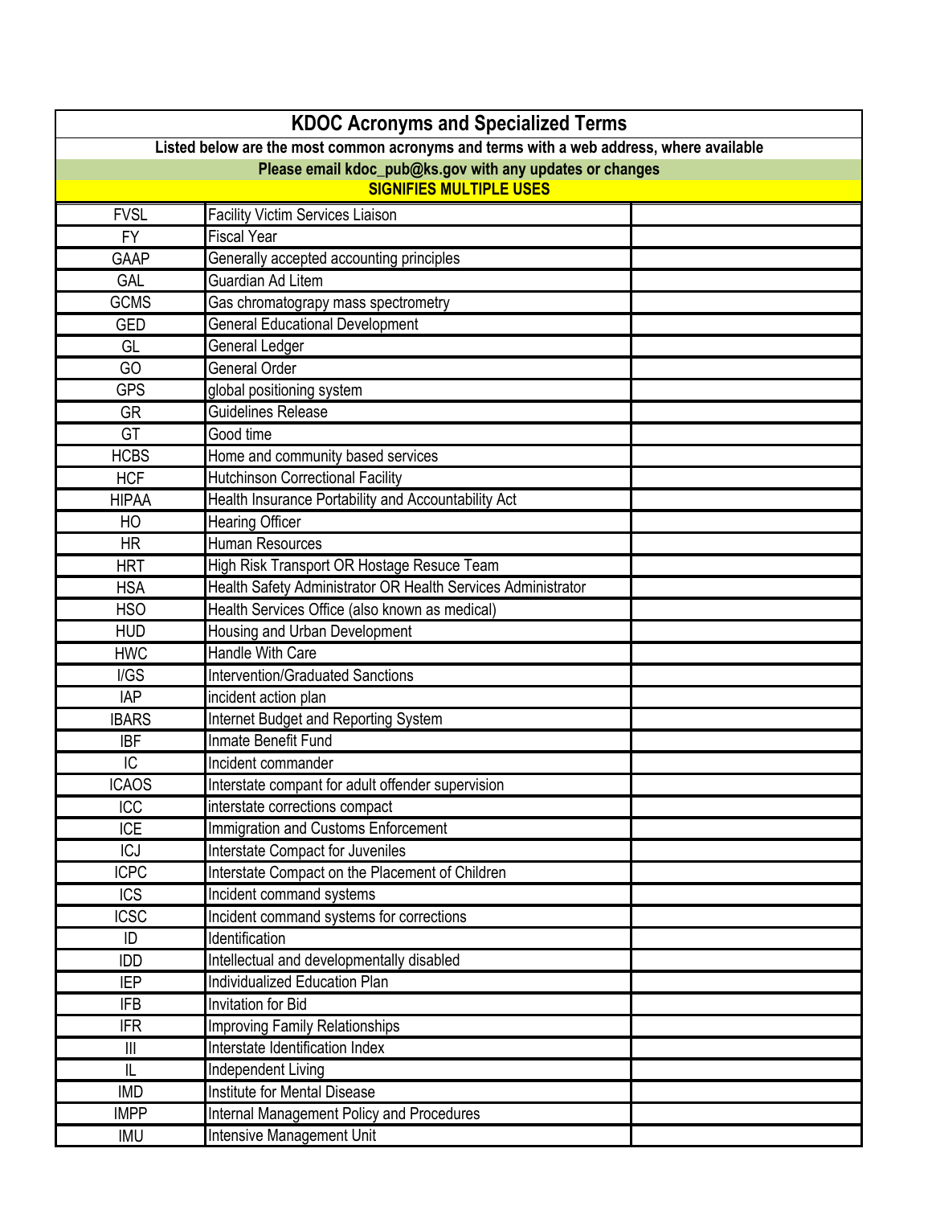# KDOC Acronyms and Specialized Terms

**Listed below are the most common acronyms and terms with a web address, where available**

**Please email kdoc_pub@ks.gov with any updates or changes**

**SIGNIFIES MULTIPLE USES**

| | | |
|---|---|---|
| FVSL | Facility Victim Services Liaison | |
| FY | Fiscal Year | |
| GAAP | Generally accepted accounting principles | |
| GAL | Guardian Ad Litem | |
| GCMS | Gas chromatograpy mass spectrometry | |
| GED | General Educational Development | |
| GL | General Ledger | |
| GO | General Order | |
| GPS | global positioning system | |
| GR | Guidelines Release | |
| GT | Good time | |
| HCBS | Home and community based services | |
| HCF | Hutchinson Correctional Facility | |
| HIPAA | Health Insurance Portability and Accountability Act | |
| HO | Hearing Officer | |
| HR | Human Resources | |
| HRT | High Risk Transport OR Hostage Resuce Team | |
| HSA | Health Safety Administrator OR Health Services Administrator | |
| HSO | Health Services Office (also known as medical) | |
| HUD | Housing and Urban Development | |
| HWC | Handle With Care | |
| I/GS | Intervention/Graduated Sanctions | |
| IAP | incident action plan | |
| IBARS | Internet Budget and Reporting System | |
| IBF | Inmate Benefit Fund | |
| IC | Incident commander | |
| ICAOS | Interstate compant for adult offender supervision | |
| ICC | interstate corrections compact | |
| ICE | Immigration and Customs Enforcement | |
| ICJ | Interstate Compact for Juveniles | |
| ICPC | Interstate Compact on the Placement of Children | |
| ICS | Incident command systems | |
| ICSC | Incident command systems for corrections | |
| ID | Identification | |
| IDD | Intellectual and developmentally disabled | |
| IEP | Individualized Education Plan | |
| IFB | Invitation for Bid | |
| IFR | Improving Family Relationships | |
| III | Interstate Identification Index | |
| IL | Independent Living | |
| IMD | Institute for Mental Disease | |
| IMPP | Internal Management Policy and Procedures | |
| IMU | Intensive Management Unit | |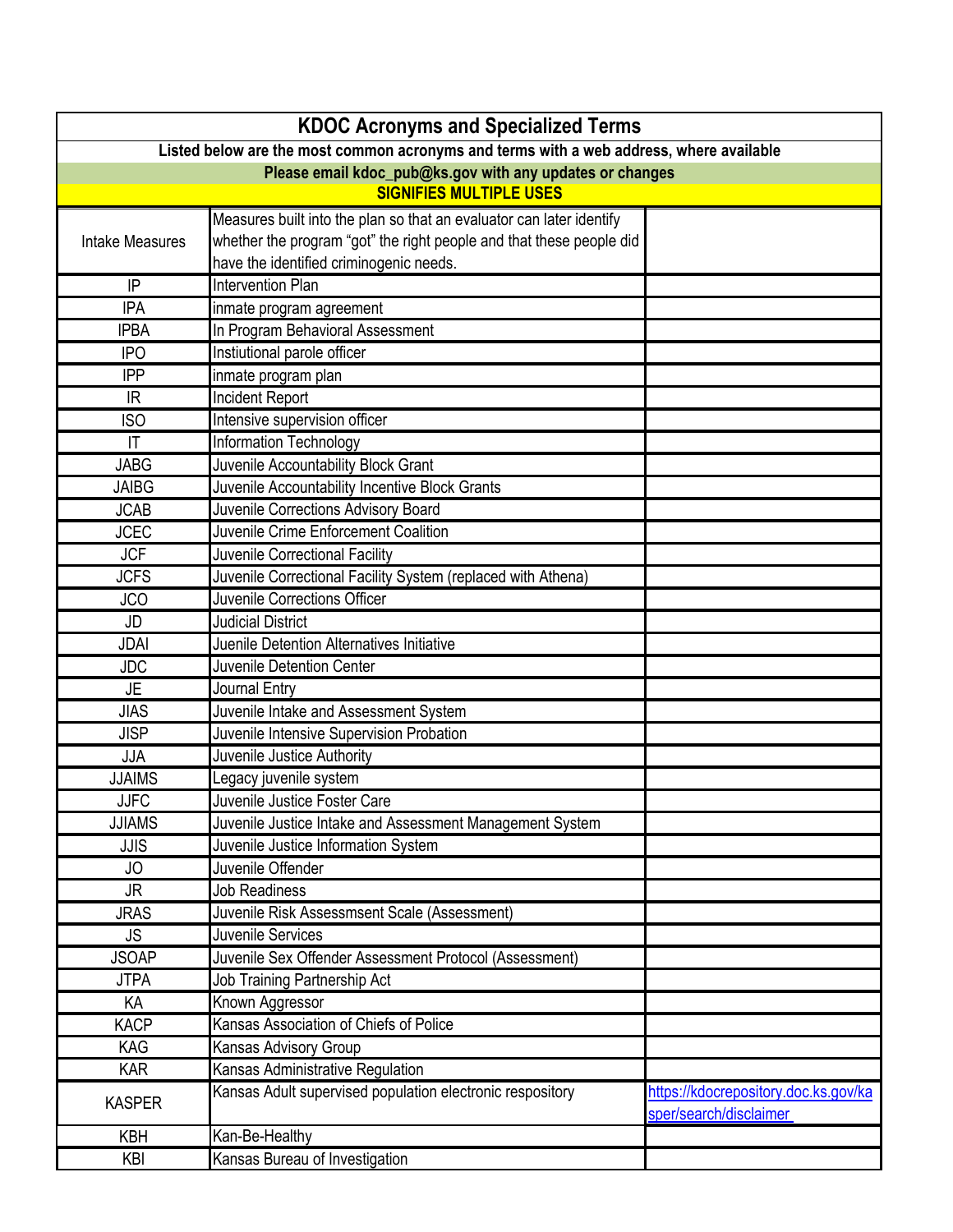# KDOC Acronyms and Specialized Terms

**Listed below are the most common acronyms and terms with a web address, where available**

**Please email kdoc_pub@ks.gov with any updates or changes**

**SIGNIFIES MULTIPLE USES**

| | | |
|---|---|---|
| Intake Measures | Measures built into the plan so that an evaluator can later identify whether the program "got" the right people and that these people did have the identified criminogenic needs. | |
| IP | Intervention Plan | |
| IPA | inmate program agreement | |
| IPBA | In Program Behavioral Assessment | |
| IPO | Instiutional parole officer | |
| IPP | inmate program plan | |
| IR | Incident Report | |
| ISO | Intensive supervision officer | |
| IT | Information Technology | |
| JABG | Juvenile Accountability Block Grant | |
| JAIBG | Juvenile Accountability Incentive Block Grants | |
| JCAB | Juvenile Corrections Advisory Board | |
| JCEC | Juvenile Crime Enforcement Coalition | |
| JCF | Juvenile Correctional Facility | |
| JCFS | Juvenile Correctional Facility System (replaced with Athena) | |
| JCO | Juvenile Corrections Officer | |
| JD | Judicial District | |
| JDAI | Juenile Detention Alternatives Initiative | |
| JDC | Juvenile Detention Center | |
| JE | Journal Entry | |
| JIAS | Juvenile Intake and Assessment System | |
| JISP | Juvenile Intensive Supervision Probation | |
| JJA | Juvenile Justice Authority | |
| JJAIMS | Legacy juvenile system | |
| JJFC | Juvenile Justice Foster Care | |
| JJIAMS | Juvenile Justice Intake and Assessment Management System | |
| JJIS | Juvenile Justice Information System | |
| JO | Juvenile Offender | |
| JR | Job Readiness | |
| JRAS | Juvenile Risk Assessmsent Scale (Assessment) | |
| JS | Juvenile Services | |
| JSOAP | Juvenile Sex Offender Assessment Protocol (Assessment) | |
| JTPA | Job Training Partnership Act | |
| KA | Known Aggressor | |
| KACP | Kansas Association of Chiefs of Police | |
| KAG | Kansas Advisory Group | |
| KAR | Kansas Administrative Regulation | |
| KASPER | Kansas Adult supervised population electronic respository | https://kdocrepository.doc.ks.gov/kasper/search/disclaimer |
| KBH | Kan-Be-Healthy | |
| KBI | Kansas Bureau of Investigation | |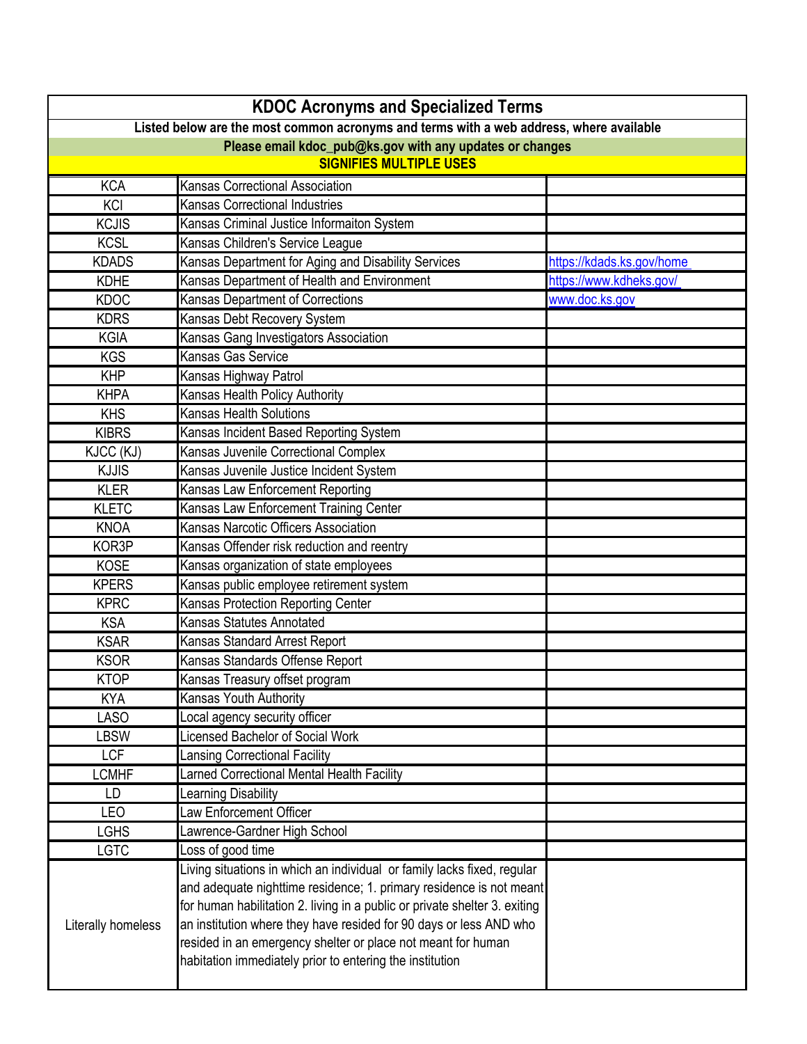# KDOC Acronyms and Specialized Terms

**Listed below are the most common acronyms and terms with a web address, where available**

**Please email kdoc_pub@ks.gov with any updates or changes**

**SIGNIFIES MULTIPLE USES**

| Acronym | Term | Web Address |
|---|---|---|
| KCA | Kansas Correctional Association | |
| KCI | Kansas Correctional Industries | |
| KCJIS | Kansas Criminal Justice Informaiton System | |
| KCSL | Kansas Children's Service League | |
| KDADS | Kansas Department for Aging and Disability Services | https://kdads.ks.gov/home |
| KDHE | Kansas Department of Health and Environment | https://www.kdheks.gov/ |
| KDOC | Kansas Department of Corrections | www.doc.ks.gov |
| KDRS | Kansas Debt Recovery System | |
| KGIA | Kansas Gang Investigators Association | |
| KGS | Kansas Gas Service | |
| KHP | Kansas Highway Patrol | |
| KHPA | Kansas Health Policy Authority | |
| KHS | Kansas Health Solutions | |
| KIBRS | Kansas Incident Based Reporting System | |
| KJCC (KJ) | Kansas Juvenile Correctional Complex | |
| KJJIS | Kansas Juvenile Justice Incident System | |
| KLER | Kansas Law Enforcement Reporting | |
| KLETC | Kansas Law Enforcement Training Center | |
| KNOA | Kansas Narcotic Officers Association | |
| KOR3P | Kansas Offender risk reduction and reentry | |
| KOSE | Kansas organization of state employees | |
| KPERS | Kansas public employee retirement system | |
| KPRC | Kansas Protection Reporting Center | |
| KSA | Kansas Statutes Annotated | |
| KSAR | Kansas Standard Arrest Report | |
| KSOR | Kansas Standards Offense Report | |
| KTOP | Kansas Treasury offset program | |
| KYA | Kansas Youth Authority | |
| LASO | Local agency security officer | |
| LBSW | Licensed Bachelor of Social Work | |
| LCF | Lansing Correctional Facility | |
| LCMHF | Larned Correctional Mental Health Facility | |
| LD | Learning Disability | |
| LEO | Law Enforcement Officer | |
| LGHS | Lawrence-Gardner High School | |
| LGTC | Loss of good time | |
| Literally homeless | Living situations in which an individual or family lacks fixed, regular and adequate nighttime residence; 1. primary residence is not meant for human habilitation 2. living in a public or private shelter 3. exiting an institution where they have resided for 90 days or less AND who resided in an emergency shelter or place not meant for human habitation immediately prior to entering the institution | |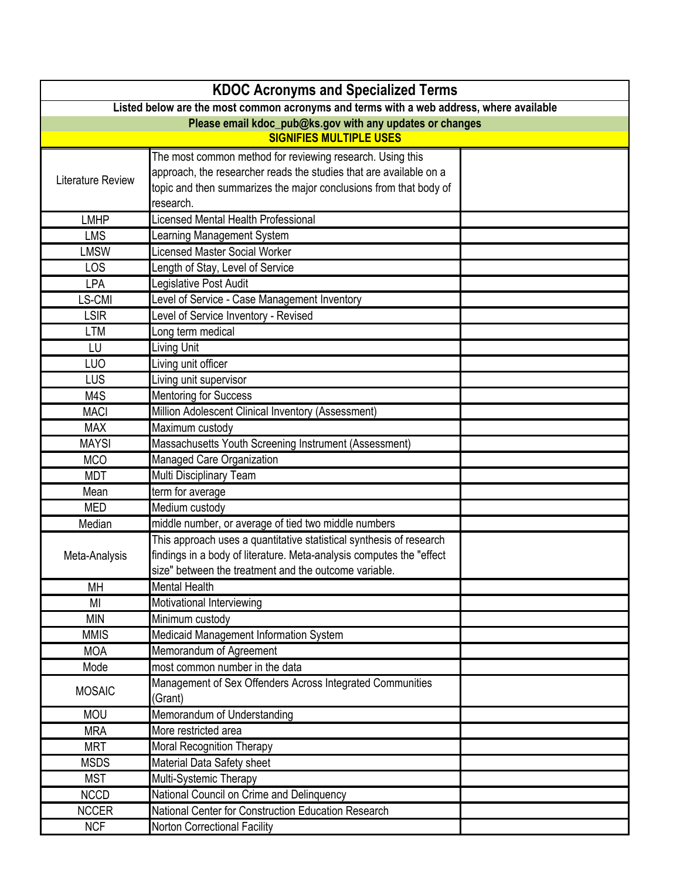# KDOC Acronyms and Specialized Terms

**Listed below are the most common acronyms and terms with a web address, where available**

**Please email kdoc_pub@ks.gov with any updates or changes**

**SIGNIFIES MULTIPLE USES**

| | | |
|---|---|---|
| Literature Review | The most common method for reviewing research. Using this approach, the researcher reads the studies that are available on a topic and then summarizes the major conclusions from that body of research. | |
| LMHP | Licensed Mental Health Professional | |
| LMS | Learning Management System | |
| LMSW | Licensed Master Social Worker | |
| LOS | Length of Stay, Level of Service | |
| LPA | Legislative Post Audit | |
| LS-CMI | Level of Service - Case Management Inventory | |
| LSIR | Level of Service Inventory - Revised | |
| LTM | Long term medical | |
| LU | Living Unit | |
| LUO | Living unit officer | |
| LUS | Living unit supervisor | |
| M4S | Mentoring for Success | |
| MACI | Million Adolescent Clinical Inventory (Assessment) | |
| MAX | Maximum custody | |
| MAYSI | Massachusetts Youth Screening Instrument (Assessment) | |
| MCO | Managed Care Organization | |
| MDT | Multi Disciplinary Team | |
| Mean | term for average | |
| MED | Medium custody | |
| Median | middle number, or average of tied two middle numbers | |
| Meta-Analysis | This approach uses a quantitative statistical synthesis of research findings in a body of literature. Meta-analysis computes the "effect size" between the treatment and the outcome variable. | |
| MH | Mental Health | |
| MI | Motivational Interviewing | |
| MIN | Minimum custody | |
| MMIS | Medicaid Management Information System | |
| MOA | Memorandum of Agreement | |
| Mode | most common number in the data | |
| MOSAIC | Management of Sex Offenders Across Integrated Communities (Grant) | |
| MOU | Memorandum of Understanding | |
| MRA | More restricted area | |
| MRT | Moral Recognition Therapy | |
| MSDS | Material Data Safety sheet | |
| MST | Multi-Systemic Therapy | |
| NCCD | National Council on Crime and Delinquency | |
| NCCER | National Center for Construction Education Research | |
| NCF | Norton Correctional Facility | |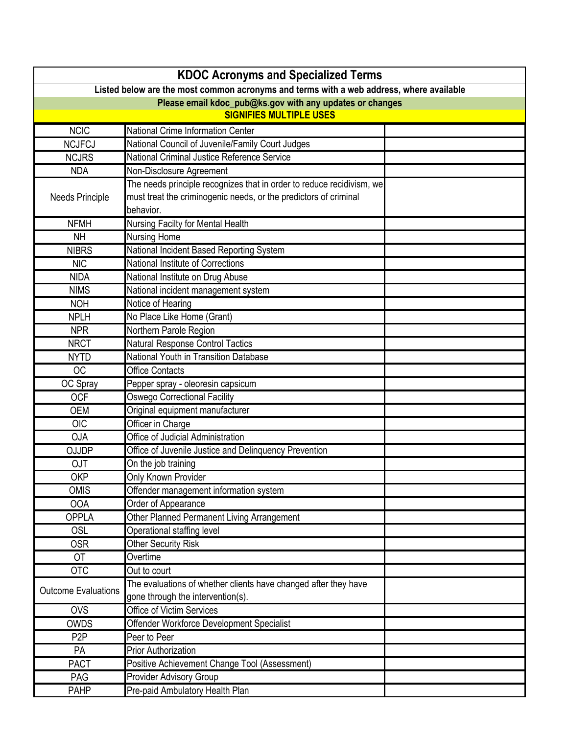| KDOC Acronyms and Specialized Terms | | |
|---|---|---|
| Listed below are the most common acronyms and terms with a web address, where available | | |
| Please email kdoc_pub@ks.gov with any updates or changes | | |
| SIGNIFIES MULTIPLE USES | | |
| NCIC | National Crime Information Center | |
| NCJFCJ | National Council of Juvenile/Family Court Judges | |
| NCJRS | National Criminal Justice Reference Service | |
| NDA | Non-Disclosure Agreement | |
| Needs Principle | The needs principle recognizes that in order to reduce recidivism, we must treat the criminogenic needs, or the predictors of criminal behavior. | |
| NFMH | Nursing Facilty for Mental Health | |
| NH | Nursing Home | |
| NIBRS | National Incident Based Reporting System | |
| NIC | National Institute of Corrections | |
| NIDA | National Institute on Drug Abuse | |
| NIMS | National incident management system | |
| NOH | Notice of Hearing | |
| NPLH | No Place Like Home (Grant) | |
| NPR | Northern Parole Region | |
| NRCT | Natural Response Control Tactics | |
| NYTD | National Youth in Transition Database | |
| OC | Office Contacts | |
| OC Spray | Pepper spray - oleoresin capsicum | |
| OCF | Oswego Correctional Facility | |
| OEM | Original equipment manufacturer | |
| OIC | Officer in Charge | |
| OJA | Office of Judicial Administration | |
| OJJDP | Office of Juvenile Justice and Delinquency Prevention | |
| OJT | On the job training | |
| OKP | Only Known Provider | |
| OMIS | Offender management information system | |
| OOA | Order of Appearance | |
| OPPLA | Other Planned Permanent Living Arrangement | |
| OSL | Operational staffing level | |
| OSR | Other Security Risk | |
| OT | Overtime | |
| OTC | Out to court | |
| Outcome Evaluations | The evaluations of whether clients have changed after they have gone through the intervention(s). | |
| OVS | Office of Victim Services | |
| OWDS | Offender Workforce Development Specialist | |
| P2P | Peer to Peer | |
| PA | Prior Authorization | |
| PACT | Positive Achievement Change Tool (Assessment) | |
| PAG | Provider Advisory Group | |
| PAHP | Pre-paid Ambulatory Health Plan | |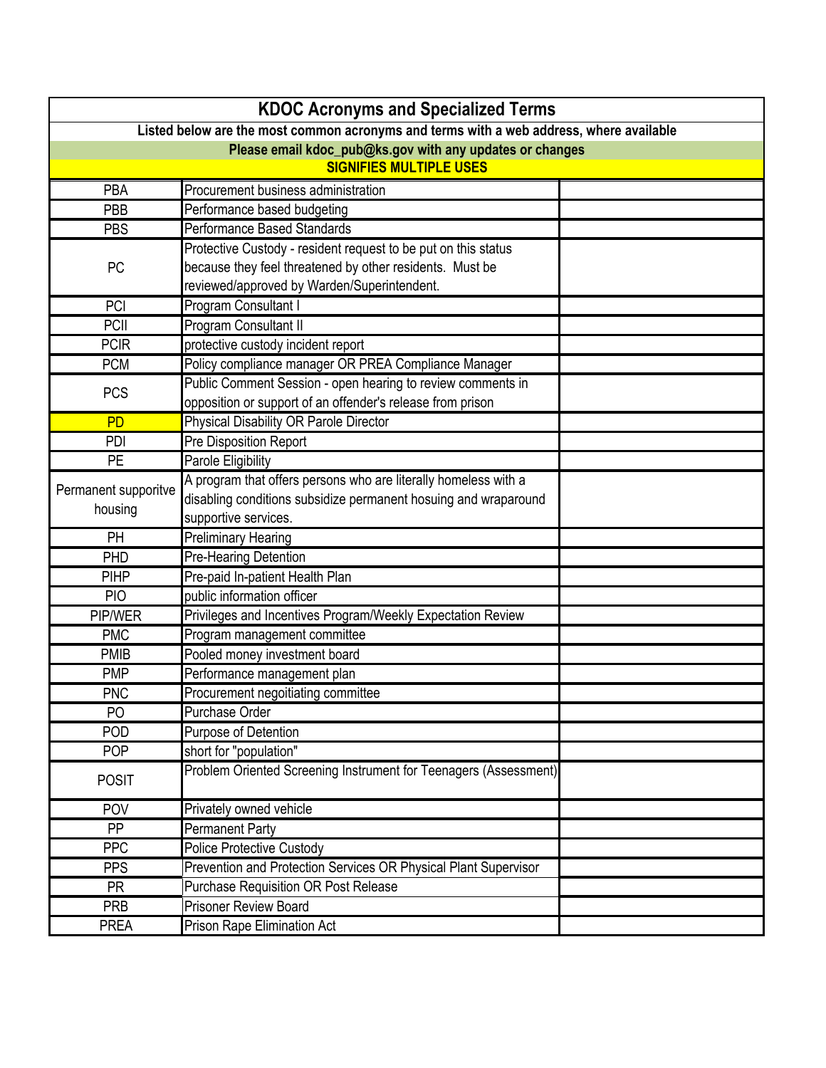| KDOC Acronyms and Specialized Terms | | |
|---|---|---|
| Listed below are the most common acronyms and terms with a web address, where available | | |
| Please email kdoc_pub@ks.gov with any updates or changes | | |
| SIGNIFIES MULTIPLE USES | | |
| PBA | Procurement business administration | |
| PBB | Performance based budgeting | |
| PBS | Performance Based Standards | |
| PC | Protective Custody - resident request to be put on this status because they feel threatened by other residents. Must be reviewed/approved by Warden/Superintendent. | |
| PCI | Program Consultant I | |
| PCII | Program Consultant II | |
| PCIR | protective custody incident report | |
| PCM | Policy compliance manager OR PREA Compliance Manager | |
| PCS | Public Comment Session - open hearing to review comments in opposition or support of an offender's release from prison | |
| PD | Physical Disability OR Parole Director | |
| PDI | Pre Disposition Report | |
| PE | Parole Eligibility | |
| Permanent supportive housing | A program that offers persons who are literally homeless with a disabling conditions subsidize permanent hosuing and wraparound supportive services. | |
| PH | Preliminary Hearing | |
| PHD | Pre-Hearing Detention | |
| PIHP | Pre-paid In-patient Health Plan | |
| PIO | public information officer | |
| PIP/WER | Privileges and Incentives Program/Weekly Expectation Review | |
| PMC | Program management committee | |
| PMIB | Pooled money investment board | |
| PMP | Performance management plan | |
| PNC | Procurement negoitiating committee | |
| PO | Purchase Order | |
| POD | Purpose of Detention | |
| POP | short for "population" | |
| POSIT | Problem Oriented Screening Instrument for Teenagers (Assessment) | |
| POV | Privately owned vehicle | |
| PP | Permanent Party | |
| PPC | Police Protective Custody | |
| PPS | Prevention and Protection Services OR Physical Plant Supervisor | |
| PR | Purchase Requisition OR Post Release | |
| PRB | Prisoner Review Board | |
| PREA | Prison Rape Elimination Act | |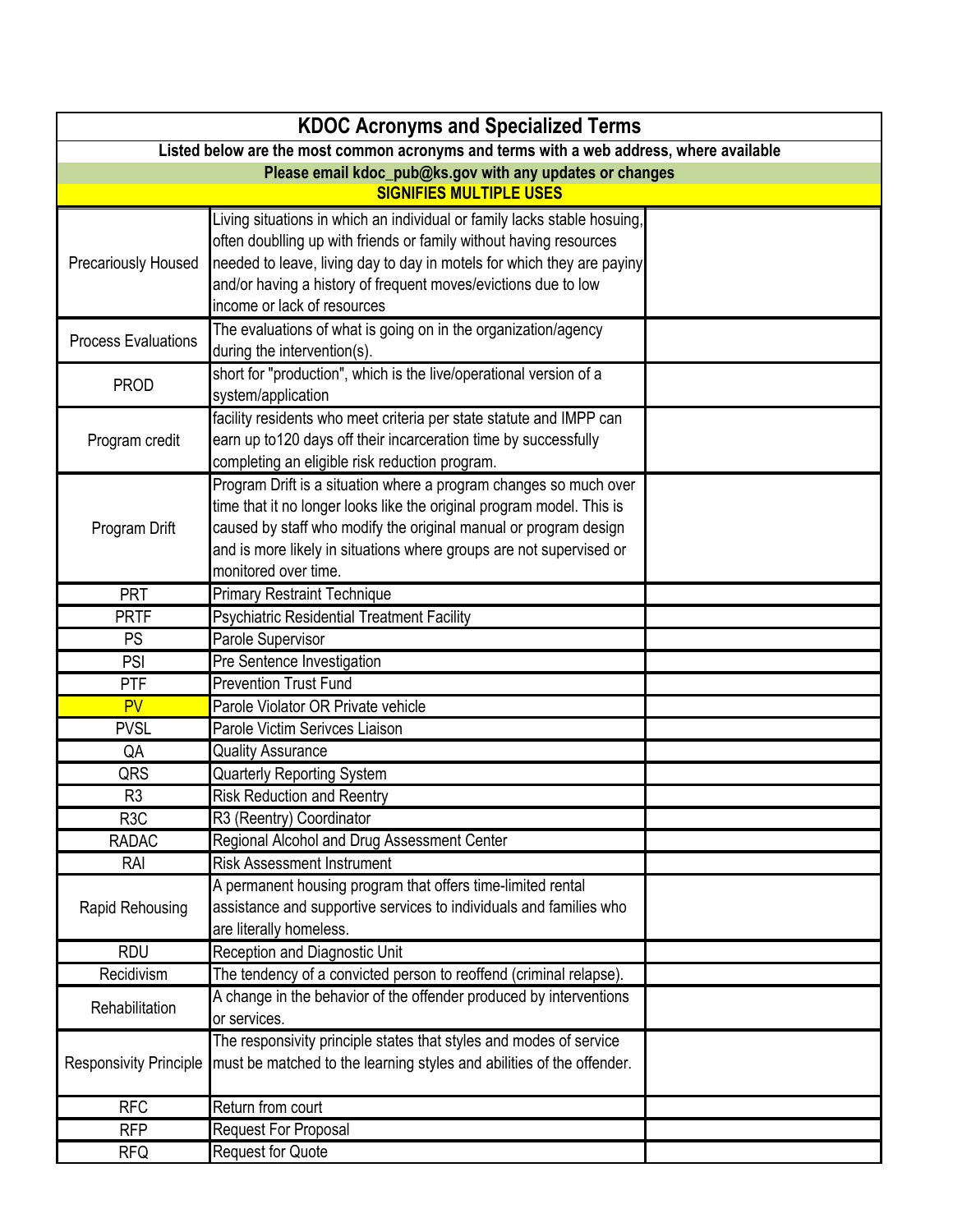| KDOC Acronyms and Specialized Terms | | |
|---|---|---|
| Listed below are the most common acronyms and terms with a web address, where available | | |
| Please email kdoc_pub@ks.gov with any updates or changes | | |
| SIGNIFIES MULTIPLE USES | | |
| Precariously Housed | Living situations in which an individual or family lacks stable hosuing, often doublling up with friends or family without having resources needed to leave, living day to day in motels for which they are payiny and/or having a history of frequent moves/evictions due to low income or lack of resources | |
| Process Evaluations | The evaluations of what is going on in the organization/agency during the intervention(s). | |
| PROD | short for "production", which is the live/operational version of a system/application | |
| Program credit | facility residents who meet criteria per state statute and IMPP can earn up to120 days off their incarceration time by successfully completing an eligible risk reduction program. | |
| Program Drift | Program Drift is a situation where a program changes so much over time that it no longer looks like the original program model. This is caused by staff who modify the original manual or program design and is more likely in situations where groups are not supervised or monitored over time. | |
| PRT | Primary Restraint Technique | |
| PRTF | Psychiatric Residential Treatment Facility | |
| PS | Parole Supervisor | |
| PSI | Pre Sentence Investigation | |
| PTF | Prevention Trust Fund | |
| PV | Parole Violator OR Private vehicle | |
| PVSL | Parole Victim Serivces Liaison | |
| QA | Quality Assurance | |
| QRS | Quarterly Reporting System | |
| R3 | Risk Reduction and Reentry | |
| R3C | R3 (Reentry) Coordinator | |
| RADAC | Regional Alcohol and Drug Assessment Center | |
| RAI | Risk Assessment Instrument | |
| Rapid Rehousing | A permanent housing program that offers time-limited rental assistance and supportive services to individuals and families who are literally homeless. | |
| RDU | Reception and Diagnostic Unit | |
| Recidivism | The tendency of a convicted person to reoffend (criminal relapse). | |
| Rehabilitation | A change in the behavior of the offender produced by interventions or services. | |
| Responsivity Principle | The responsivity principle states that styles and modes of service must be matched to the learning styles and abilities of the offender. | |
| RFC | Return from court | |
| RFP | Request For Proposal | |
| RFQ | Request for Quote | |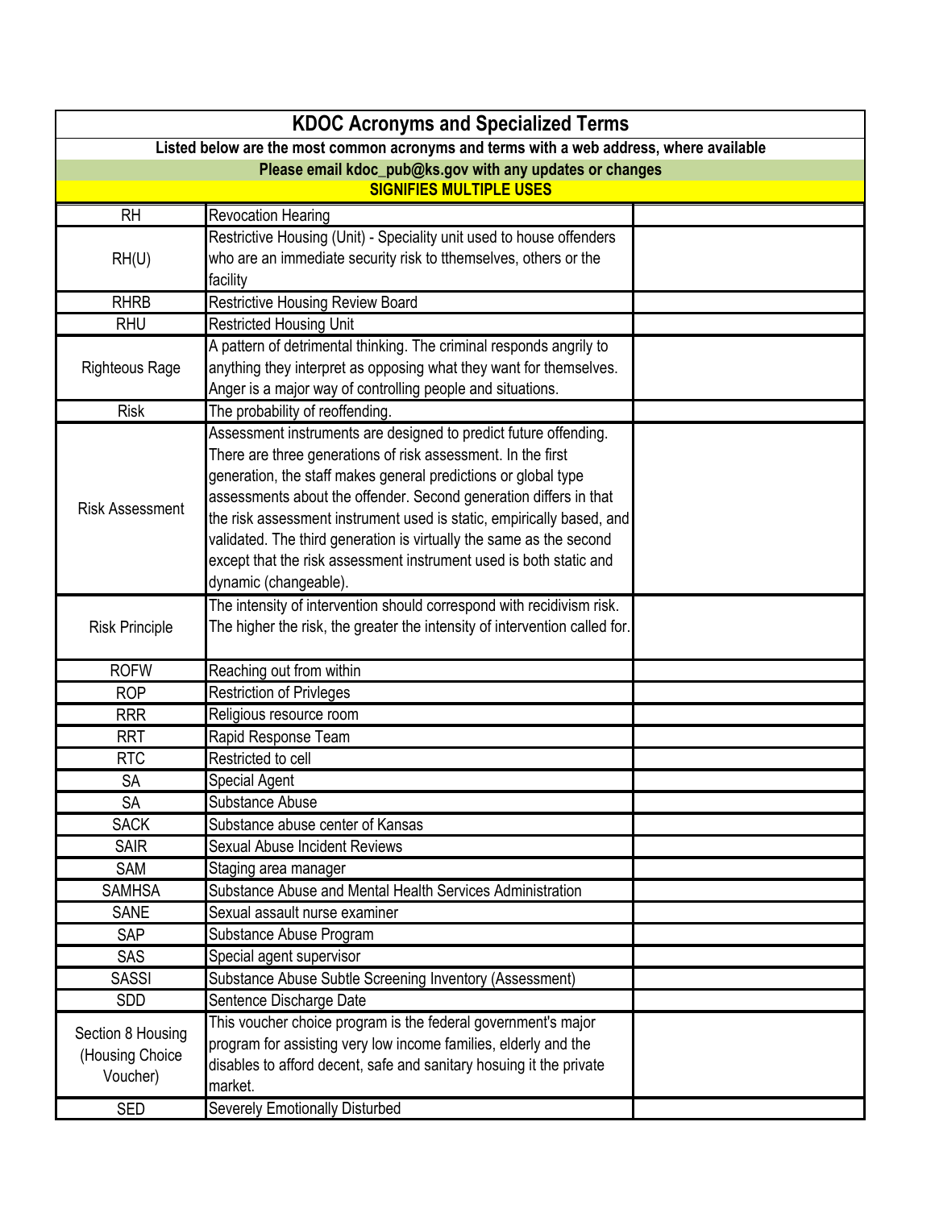| KDOC Acronyms and Specialized Terms | | |
|---|---|---|
| **Listed below are the most common acronyms and terms with a web address, where available** | | |
| **Please email kdoc_pub@ks.gov with any updates or changes** | | |
| **SIGNIFIES MULTIPLE USES** | | |
| RH | Revocation Hearing | |
| RH(U) | Restrictive Housing (Unit) - Speciality unit used to house offenders who are an immediate security risk to tthemselves, others or the facility | |
| RHRB | Restrictive Housing Review Board | |
| RHU | Restricted Housing Unit | |
| Righteous Rage | A pattern of detrimental thinking. The criminal responds angrily to anything they interpret as opposing what they want for themselves. Anger is a major way of controlling people and situations. | |
| Risk | The probability of reoffending. | |
| Risk Assessment | Assessment instruments are designed to predict future offending. There are three generations of risk assessment. In the first generation, the staff makes general predictions or global type assessments about the offender. Second generation differs in that the risk assessment instrument used is static, empirically based, and validated. The third generation is virtually the same as the second except that the risk assessment instrument used is both static and dynamic (changeable). | |
| Risk Principle | The intensity of intervention should correspond with recidivism risk. The higher the risk, the greater the intensity of intervention called for. | |
| ROFW | Reaching out from within | |
| ROP | Restriction of Privleges | |
| RRR | Religious resource room | |
| RRT | Rapid Response Team | |
| RTC | Restricted to cell | |
| SA | Special Agent | |
| SA | Substance Abuse | |
| SACK | Substance abuse center of Kansas | |
| SAIR | Sexual Abuse Incident Reviews | |
| SAM | Staging area manager | |
| SAMHSA | Substance Abuse and Mental Health Services Administration | |
| SANE | Sexual assault nurse examiner | |
| SAP | Substance Abuse Program | |
| SAS | Special agent supervisor | |
| SASSI | Substance Abuse Subtle Screening Inventory (Assessment) | |
| SDD | Sentence Discharge Date | |
| Section 8 Housing (Housing Choice Voucher) | This voucher choice program is the federal government's major program for assisting very low income families, elderly and the disables to afford decent, safe and sanitary hosuing it the private market. | |
| SED | Severely Emotionally Disturbed | |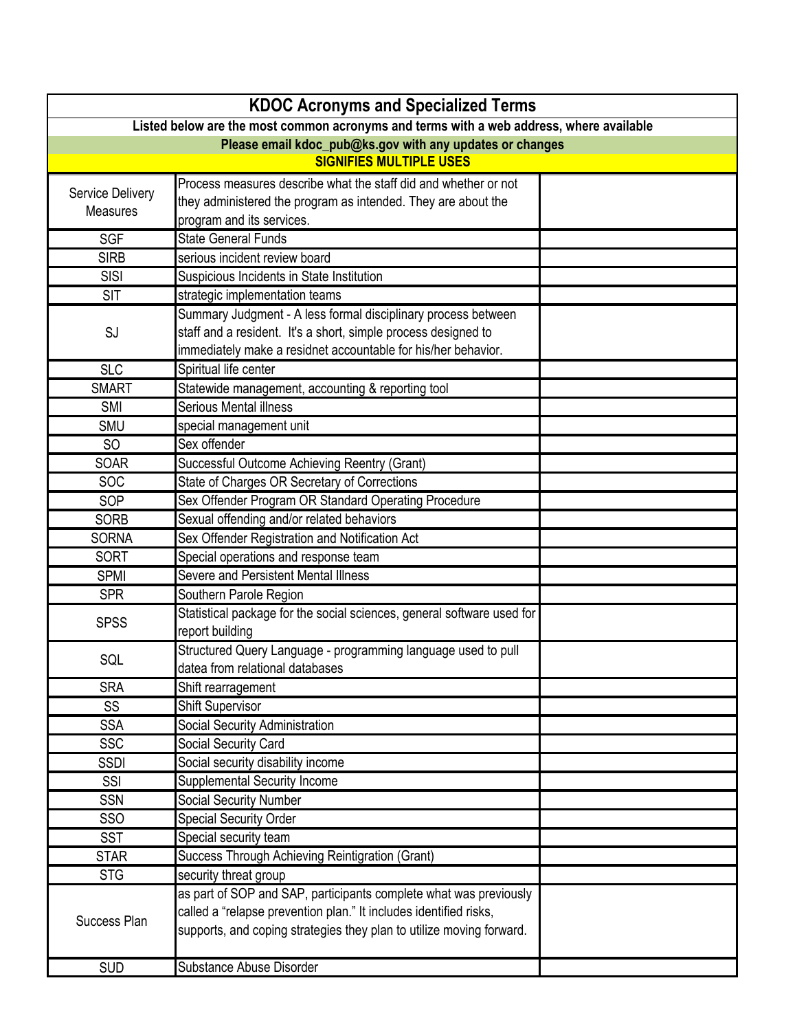| KDOC Acronyms and Specialized Terms | | |
|---|---|---|
| Listed below are the most common acronyms and terms with a web address, where available | | |
| Please email kdoc_pub@ks.gov with any updates or changes | | |
| SIGNIFIES MULTIPLE USES | | |
| Service Delivery Measures | Process measures describe what the staff did and whether or not they administered the program as intended. They are about the program and its services. | |
| SGF | State General Funds | |
| SIRB | serious incident review board | |
| SISI | Suspicious Incidents in State Institution | |
| SIT | strategic implementation teams | |
| SJ | Summary Judgment - A less formal disciplinary process between staff and a resident. It's a short, simple process designed to immediately make a residnet accountable for his/her behavior. | |
| SLC | Spiritual life center | |
| SMART | Statewide management, accounting & reporting tool | |
| SMI | Serious Mental illness | |
| SMU | special management unit | |
| SO | Sex offender | |
| SOAR | Successful Outcome Achieving Reentry (Grant) | |
| SOC | State of Charges OR Secretary of Corrections | |
| SOP | Sex Offender Program OR Standard Operating Procedure | |
| SORB | Sexual offending and/or related behaviors | |
| SORNA | Sex Offender Registration and Notification Act | |
| SORT | Special operations and response team | |
| SPMI | Severe and Persistent Mental Illness | |
| SPR | Southern Parole Region | |
| SPSS | Statistical package for the social sciences, general software used for report building | |
| SQL | Structured Query Language - programming language used to pull datea from relational databases | |
| SRA | Shift rearragement | |
| SS | Shift Supervisor | |
| SSA | Social Security Administration | |
| SSC | Social Security Card | |
| SSDI | Social security disability income | |
| SSI | Supplemental Security Income | |
| SSN | Social Security Number | |
| SSO | Special Security Order | |
| SST | Special security team | |
| STAR | Success Through Achieving Reintigration (Grant) | |
| STG | security threat group | |
| Success Plan | as part of SOP and SAP, participants complete what was previously called a "relapse prevention plan." It includes identified risks, supports, and coping strategies they plan to utilize moving forward. | |
| SUD | Substance Abuse Disorder | |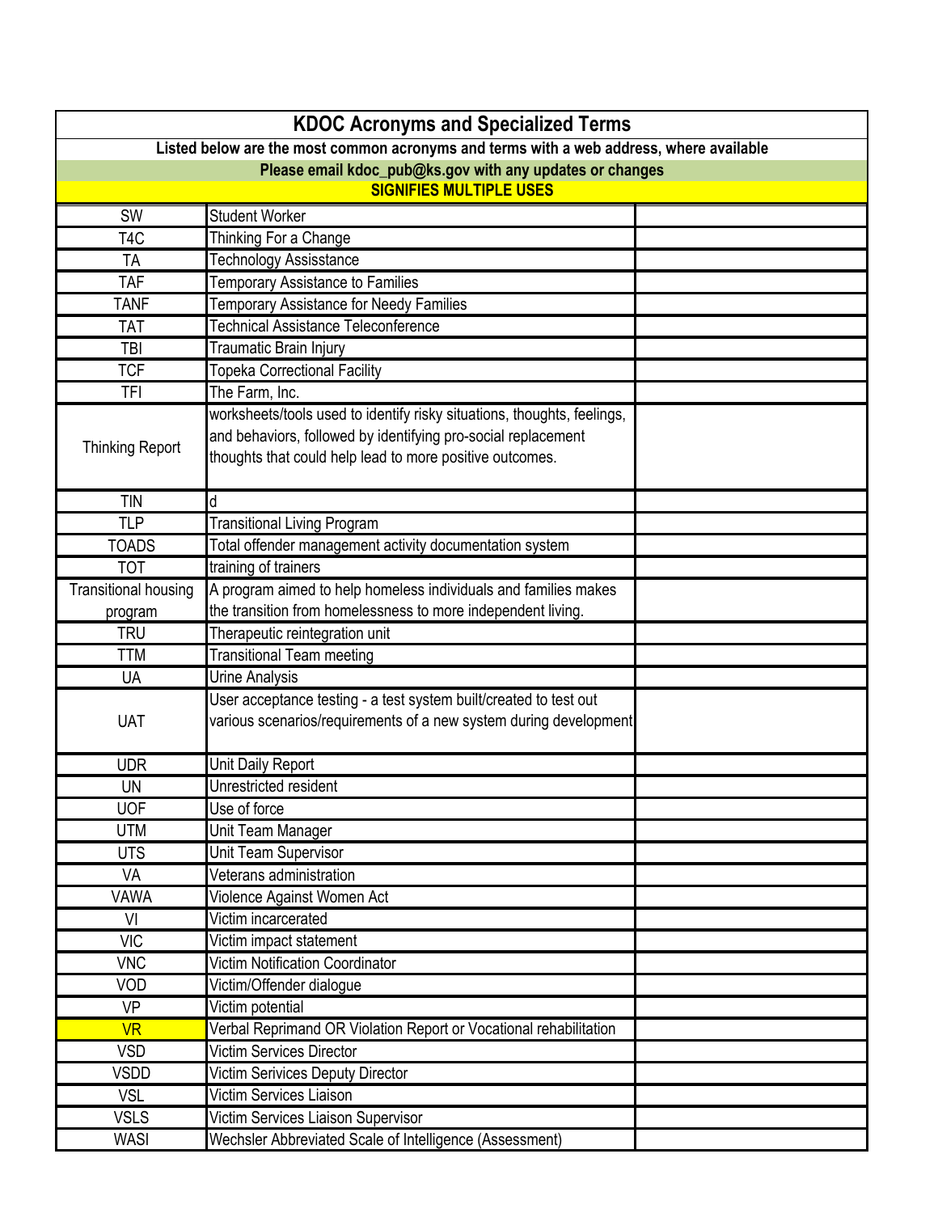| KDOC Acronyms and Specialized Terms | | |
|---|---|---|
| Listed below are the most common acronyms and terms with a web address, where available | | |
| Please email kdoc_pub@ks.gov with any updates or changes | | |
| SIGNIFIES MULTIPLE USES | | |
| SW | Student Worker | |
| T4C | Thinking For a Change | |
| TA | Technology Assisstance | |
| TAF | Temporary Assistance to Families | |
| TANF | Temporary Assistance for Needy Families | |
| TAT | Technical Assistance Teleconference | |
| TBI | Traumatic Brain Injury | |
| TCF | Topeka Correctional Facility | |
| TFI | The Farm, Inc. | |
| Thinking Report | worksheets/tools used to identify risky situations, thoughts, feelings, and behaviors, followed by identifying pro-social replacement thoughts that could help lead to more positive outcomes. | |
| TIN | d | |
| TLP | Transitional Living Program | |
| TOADS | Total offender management activity documentation system | |
| TOT | training of trainers | |
| Transitional housing program | A program aimed to help homeless individuals and families makes the transition from homelessness to more independent living. | |
| TRU | Therapeutic reintegration unit | |
| TTM | Transitional Team meeting | |
| UA | Urine Analysis | |
| UAT | User acceptance testing - a test system built/created to test out various scenarios/requirements of a new system during development | |
| UDR | Unit Daily Report | |
| UN | Unrestricted resident | |
| UOF | Use of force | |
| UTM | Unit Team Manager | |
| UTS | Unit Team Supervisor | |
| VA | Veterans administration | |
| VAWA | Violence Against Women Act | |
| VI | Victim incarcerated | |
| VIC | Victim impact statement | |
| VNC | Victim Notification Coordinator | |
| VOD | Victim/Offender dialogue | |
| VP | Victim potential | |
| VR | Verbal Reprimand OR Violation Report or Vocational rehabilitation | |
| VSD | Victim Services Director | |
| VSDD | Victim Serivices Deputy Director | |
| VSL | Victim Services Liaison | |
| VSLS | Victim Services Liaison Supervisor | |
| WASI | Wechsler Abbreviated Scale of Intelligence (Assessment) | |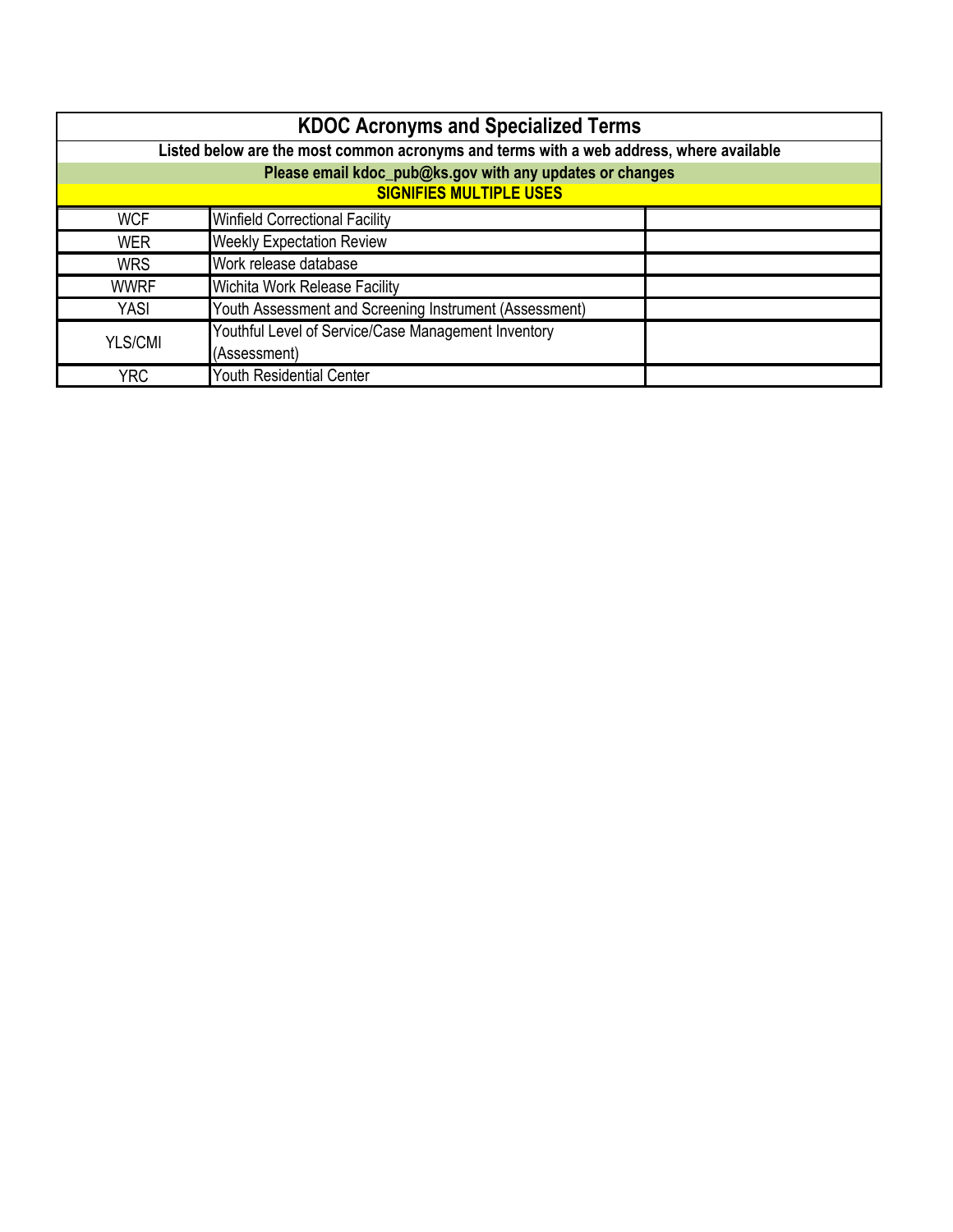# KDOC Acronyms and Specialized Terms

**Listed below are the most common acronyms and terms with a web address, where available**

**Please email kdoc_pub@ks.gov with any updates or changes**

**SIGNIFIES MULTIPLE USES**

| | | |
|---|---|---|
| WCF | Winfield Correctional Facility | |
| WER | Weekly Expectation Review | |
| WRS | Work release database | |
| WWRF | Wichita Work Release Facility | |
| YASI | Youth Assessment and Screening Instrument (Assessment) | |
| YLS/CMI | Youthful Level of Service/Case Management Inventory (Assessment) | |
| YRC | Youth Residential Center | |